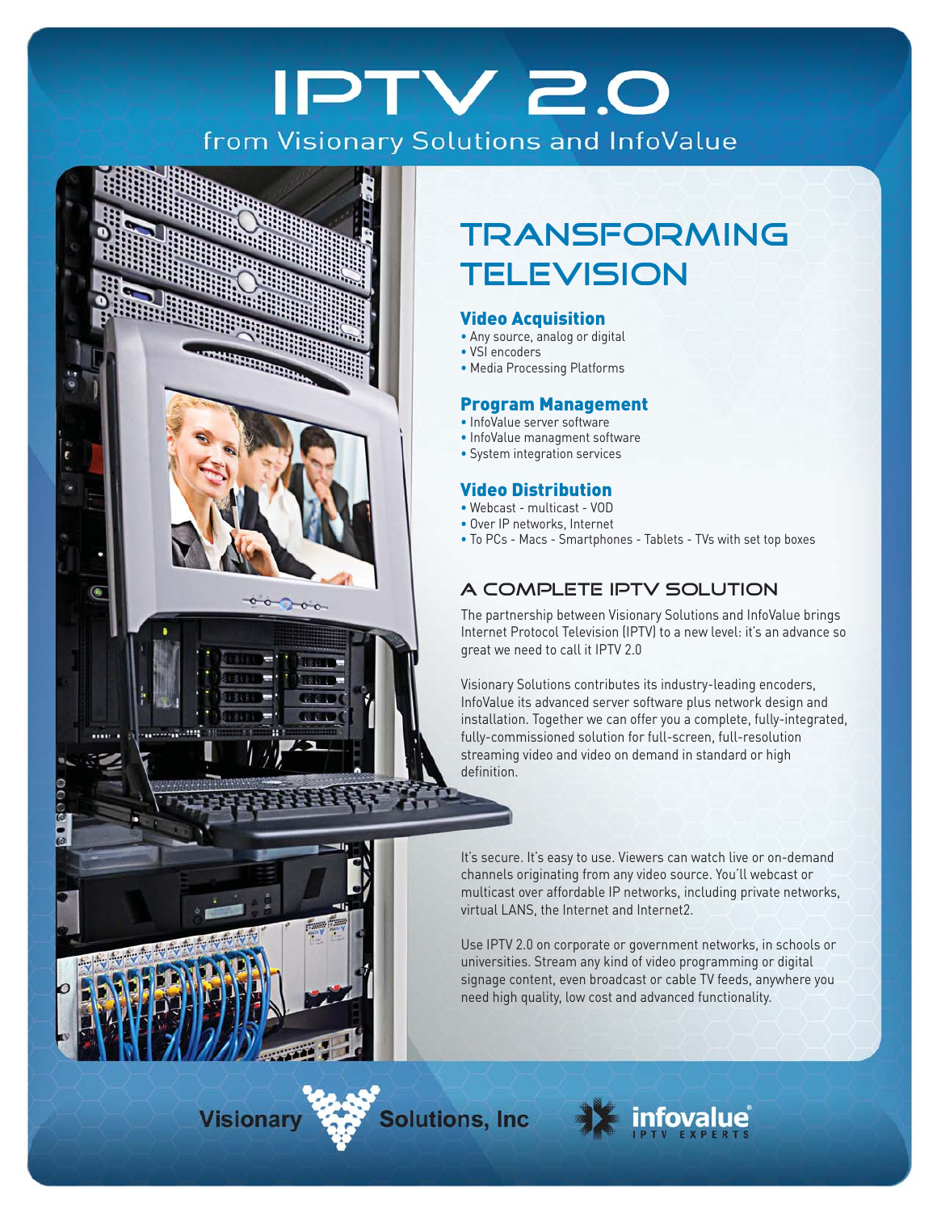# IPTV 2.0

from Visionary Solutions and InfoValue

## TRANSFORMING TELEVISION

### Video Acquisition

- Any source, analog or digital
- VSI encoders
- Media Processing Platforms

### Program Management

- InfoValue server software
- InfoValue managment software
- System integration services

### Video Distribution

- Webcast - multicast - VOD
- Over IP networks, Internet
- To PCs - Macs - Smartphones - Tablets - TVs with set top boxes

## A COMPLETE IPTV SOLUTION

The partnership between Visionary Solutions and InfoValue brings Internet Protocol Television (IPTV) to a new level: it's an advance so great we need to call it IPTV 2.0

Visionary Solutions contributes its industry-leading encoders, InfoValue its advanced server software plus network design and installation. Together we can offer you a complete, fully-integrated, fully-commissioned solution for full-screen, full-resolution streaming video and video on demand in standard or high definition.

It's secure. It's easy to use. Viewers can watch live or on-demand channels originating from any video source. You'll webcast or multicast over affordable IP networks, including private networks, virtual LANS, the Internet and Internet2.

Use IPTV 2.0 on corporate or government networks, in schools or universities. Stream any kind of video programming or digital signage content, even broadcast or cable TV feeds, anywhere you need high quality, low cost and advanced functionality.

Visionary Solutions, Inc

infovalue® IPTV EXPERTS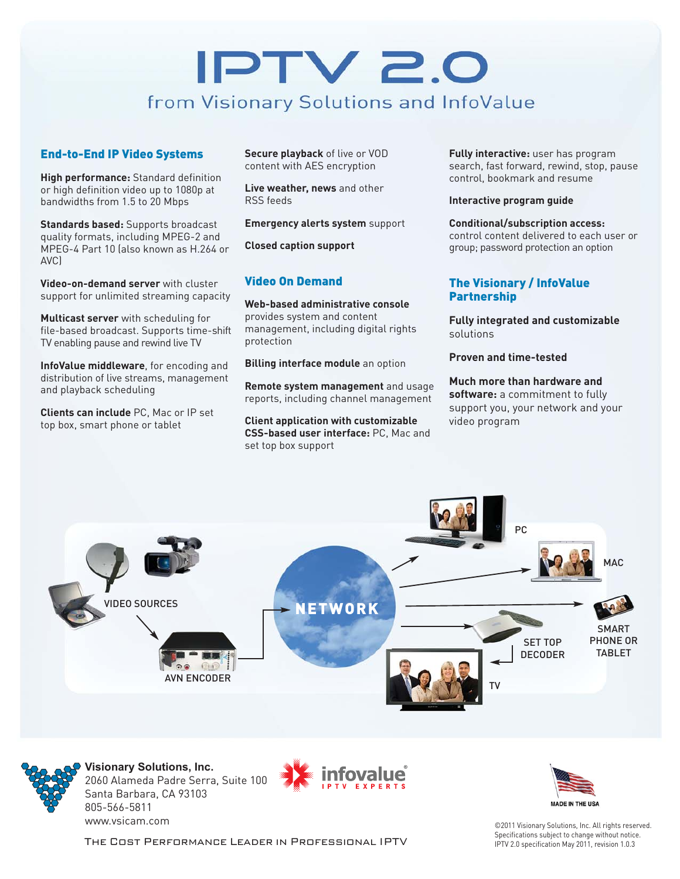# IPTV 2.0

from Visionary Solutions and InfoValue

## End-to-End IP Video Systems

**High performance:** Standard definition or high definition video up to 1080p at bandwidths from 1.5 to 20 Mbps

**Standards based:** Supports broadcast quality formats, including MPEG-2 and MPEG-4 Part 10 (also known as H.264 or AVC)

**Video-on-demand server** with cluster support for unlimited streaming capacity

**Multicast server** with scheduling for file-based broadcast. Supports time-shift TV enabling pause and rewind live TV

**InfoValue middleware**, for encoding and distribution of live streams, management and playback scheduling

**Clients can include** PC, Mac or IP set top box, smart phone or tablet

**Secure playback** of live or VOD content with AES encryption

**Live weather, news** and other RSS feeds

**Emergency alerts system** support

**Closed caption support**

## Video On Demand

**Web-based administrative console** provides system and content management, including digital rights protection

**Billing interface module** an option

**Remote system management** and usage reports, including channel management

**Client application with customizable CSS-based user interface:** PC, Mac and set top box support

**Fully interactive:** user has program search, fast forward, rewind, stop, pause control, bookmark and resume

**Interactive program guide**

**Conditional/subscription access:** control content delivered to each user or group; password protection an option

## The Visionary / InfoValue Partnership

**Fully integrated and customizable** solutions

**Proven and time-tested**

**Much more than hardware and software:** a commitment to fully support you, your network and your video program

VIDEO SOURCES

AVN ENCODER

NETWORK

PC

MAC

SMART PHONE OR TABLET

SET TOP DECODER

TV

**Visionary Solutions, Inc.**
2060 Alameda Padre Serra, Suite 100
Santa Barbara, CA 93103
805-566-5811
www.vsicam.com

infovalue® IPTV EXPERTS

MADE IN THE USA

The Cost Performance Leader in Professional IPTV

©2011 Visionary Solutions, Inc. All rights reserved.
Specifications subject to change without notice.
IPTV 2.0 specification May 2011, revision 1.0.3